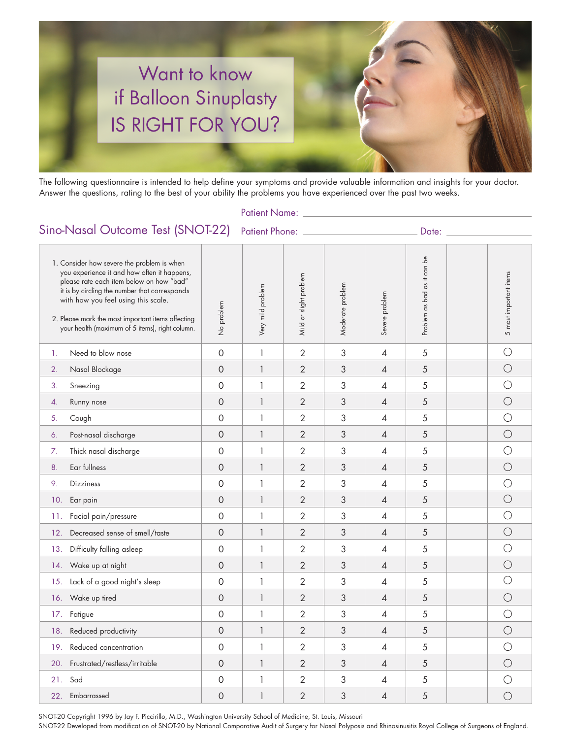# Want to know if Balloon Sinuplasty IS RIGHT FOR YOU?

The following questionnaire is intended to help define your symptoms and provide valuable information and insights for your doctor. Answer the questions, rating to the best of your ability the problems you have experienced over the past two weeks.

Patient Name: ______________________________

## Sino-Nasal Outcome Test (SNOT-22)

Patient Phone: ____________________ Date: ______________

| 1. Consider how severe the problem is when you experience it and how often it happens, please rate each item below on how "bad" it is by circling the number that corresponds with how you feel using this scale. 2. Please mark the most important items affecting your health (maximum of 5 items), right column. | No problem | Very mild problem | Mild or slight problem | Moderate problem | Severe problem | Problem as bad as it can be | | 5 most important items |
|---|---|---|---|---|---|---|---|---|
| 1. Need to blow nose | 0 | 1 | 2 | 3 | 4 | 5 | | ○ |
| 2. Nasal Blockage | 0 | 1 | 2 | 3 | 4 | 5 | | ○ |
| 3. Sneezing | 0 | 1 | 2 | 3 | 4 | 5 | | ○ |
| 4. Runny nose | 0 | 1 | 2 | 3 | 4 | 5 | | ○ |
| 5. Cough | 0 | 1 | 2 | 3 | 4 | 5 | | ○ |
| 6. Post-nasal discharge | 0 | 1 | 2 | 3 | 4 | 5 | | ○ |
| 7. Thick nasal discharge | 0 | 1 | 2 | 3 | 4 | 5 | | ○ |
| 8. Ear fullness | 0 | 1 | 2 | 3 | 4 | 5 | | ○ |
| 9. Dizziness | 0 | 1 | 2 | 3 | 4 | 5 | | ○ |
| 10. Ear pain | 0 | 1 | 2 | 3 | 4 | 5 | | ○ |
| 11. Facial pain/pressure | 0 | 1 | 2 | 3 | 4 | 5 | | ○ |
| 12. Decreased sense of smell/taste | 0 | 1 | 2 | 3 | 4 | 5 | | ○ |
| 13. Difficulty falling asleep | 0 | 1 | 2 | 3 | 4 | 5 | | ○ |
| 14. Wake up at night | 0 | 1 | 2 | 3 | 4 | 5 | | ○ |
| 15. Lack of a good night's sleep | 0 | 1 | 2 | 3 | 4 | 5 | | ○ |
| 16. Wake up tired | 0 | 1 | 2 | 3 | 4 | 5 | | ○ |
| 17. Fatigue | 0 | 1 | 2 | 3 | 4 | 5 | | ○ |
| 18. Reduced productivity | 0 | 1 | 2 | 3 | 4 | 5 | | ○ |
| 19. Reduced concentration | 0 | 1 | 2 | 3 | 4 | 5 | | ○ |
| 20. Frustrated/restless/irritable | 0 | 1 | 2 | 3 | 4 | 5 | | ○ |
| 21. Sad | 0 | 1 | 2 | 3 | 4 | 5 | | ○ |
| 22. Embarrassed | 0 | 1 | 2 | 3 | 4 | 5 | | ○ |

SNOT-20 Copyright 1996 by Jay F. Piccirillo, M.D., Washington University School of Medicine, St. Louis, Missouri
SNOT-22 Developed from modification of SNOT-20 by National Comparative Audit of Surgery for Nasal Polyposis and Rhinosinusitis Royal College of Surgeons of England.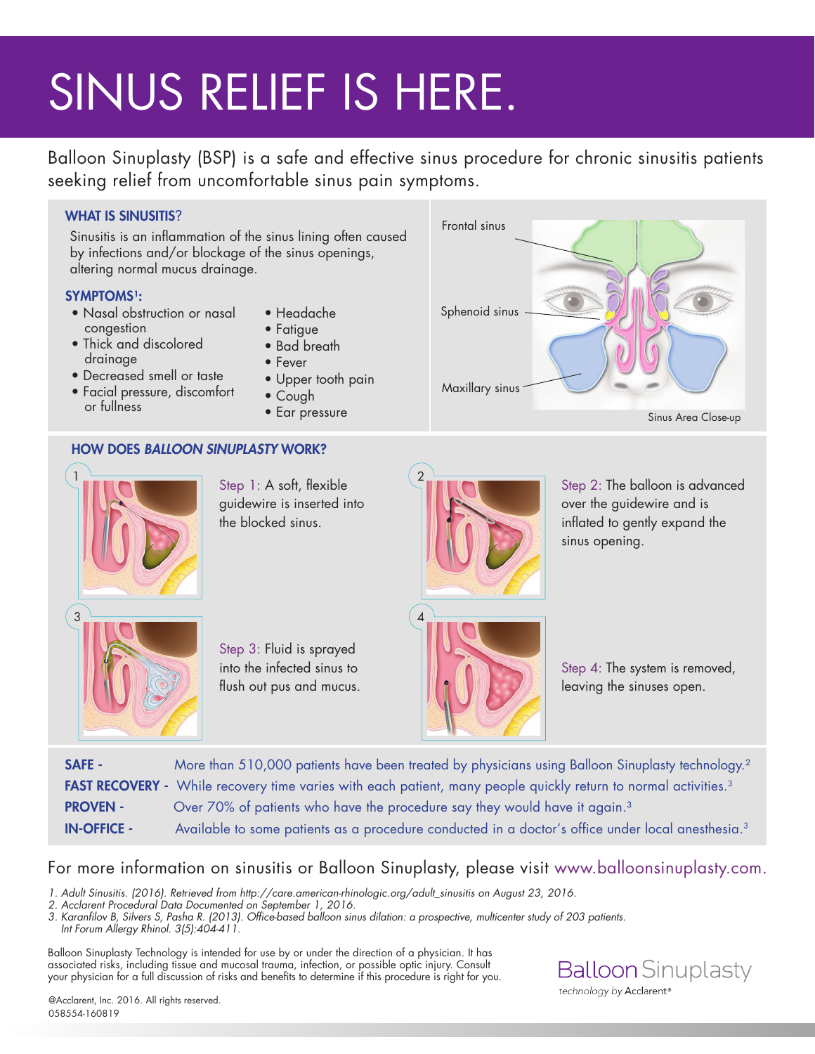# SINUS RELIEF IS HERE.

Balloon Sinuplasty (BSP) is a safe and effective sinus procedure for chronic sinusitis patients seeking relief from uncomfortable sinus pain symptoms.

## WHAT IS SINUSITIS?

Sinusitis is an inflammation of the sinus lining often caused by infections and/or blockage of the sinus openings, altering normal mucus drainage.

### SYMPTOMS[1]:

- Nasal obstruction or nasal congestion
- Thick and discolored drainage
- Decreased smell or taste
- Facial pressure, discomfort or fullness
- Headache
- Fatigue
- Bad breath
- Fever
- Upper tooth pain
- Cough
- Ear pressure

Frontal sinus

Sphenoid sinus

Maxillary sinus

Sinus Area Close-up

## HOW DOES *BALLOON SINUPLASTY* WORK?

1

Step 1: A soft, flexible guidewire is inserted into the blocked sinus.

2

Step 2: The balloon is advanced over the guidewire and is inflated to gently expand the sinus opening.

3

Step 3: Fluid is sprayed into the infected sinus to flush out pus and mucus.

4

Step 4: The system is removed, leaving the sinuses open.

**SAFE -** More than 510,000 patients have been treated by physicians using Balloon Sinuplasty technology.[2]

**FAST RECOVERY -** While recovery time varies with each patient, many people quickly return to normal activities.[3]

**PROVEN -** Over 70% of patients who have the procedure say they would have it again.[3]

**IN-OFFICE -** Available to some patients as a procedure conducted in a doctor's office under local anesthesia.[3]

For more information on sinusitis or Balloon Sinuplasty, please visit www.balloonsinuplasty.com.

1. *Adult Sinusitis. (2016). Retrieved from http://care.american-rhinologic.org/adult_sinusitis on August 23, 2016.*
2. *Acclarent Procedural Data Documented on September 1, 2016.*
3. *Karanfilov B, Silvers S, Pasha R. (2013). Office-based balloon sinus dilation: a prospective, multicenter study of 203 patients. Int Forum Allergy Rhinol. 3(5):404-411.*

Balloon Sinuplasty Technology is intended for use by or under the direction of a physician. It has associated risks, including tissue and mucosal trauma, infection, or possible optic injury. Consult your physician for a full discussion of risks and benefits to determine if this procedure is right for you.

Balloon Sinuplasty

*technology by* Acclarent®

@Acclarent, Inc. 2016. All rights reserved.
058554-160819